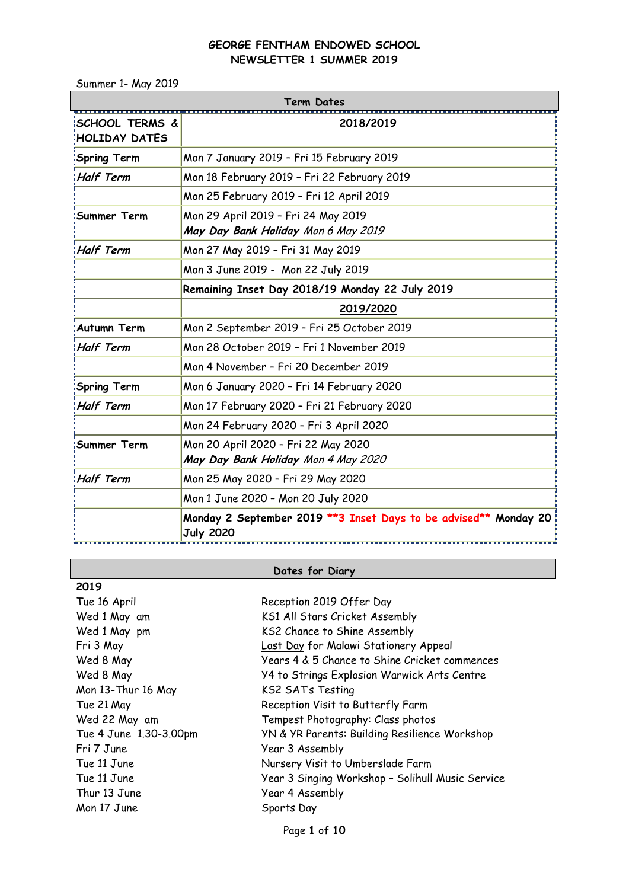# GEORGE FENTHAM ENDOWED SCHOOL
## NEWSLETTER 1 SUMMER 2019

Summer 1- May 2019

| Term Dates | |
|---|---|
| **SCHOOL TERMS & HOLIDAY DATES** | **2018/2019** |
| **Spring Term** | Mon 7 January 2019 – Fri 15 February 2019 |
| ***Half Term*** | Mon 18 February 2019 – Fri 22 February 2019 |
| | Mon 25 February 2019 – Fri 12 April 2019 |
| **Summer Term** | Mon 29 April 2019 – Fri 24 May 2019 ***May Day Bank Holiday*** *Mon 6 May 2019* |
| ***Half Term*** | Mon 27 May 2019 – Fri 31 May 2019 |
| | Mon 3 June 2019 - Mon 22 July 2019 |
| | **Remaining Inset Day 2018/19 Monday 22 July 2019** |
| | **2019/2020** |
| **Autumn Term** | Mon 2 September 2019 – Fri 25 October 2019 |
| ***Half Term*** | Mon 28 October 2019 – Fri 1 November 2019 |
| | Mon 4 November – Fri 20 December 2019 |
| **Spring Term** | Mon 6 January 2020 – Fri 14 February 2020 |
| ***Half Term*** | Mon 17 February 2020 – Fri 21 February 2020 |
| | Mon 24 February 2020 – Fri 3 April 2020 |
| **Summer Term** | Mon 20 April 2020 – Fri 22 May 2020 ***May Day Bank Holiday*** *Mon 4 May 2020* |
| ***Half Term*** | Mon 25 May 2020 – Fri 29 May 2020 |
| | Mon 1 June 2020 – Mon 20 July 2020 |
| | **Monday 2 September 2019 **3 Inset Days to be advised** Monday 20 July 2020** |

## Dates for Diary

**2019**

| | |
|---|---|
| Tue 16 April | Reception 2019 Offer Day |
| Wed 1 May am | KS1 All Stars Cricket Assembly |
| Wed 1 May pm | KS2 Chance to Shine Assembly |
| Fri 3 May | Last Day for Malawi Stationery Appeal |
| Wed 8 May | Years 4 & 5 Chance to Shine Cricket commences |
| Wed 8 May | Y4 to Strings Explosion Warwick Arts Centre |
| Mon 13-Thur 16 May | KS2 SAT's Testing |
| Tue 21 May | Reception Visit to Butterfly Farm |
| Wed 22 May am | Tempest Photography: Class photos |
| Tue 4 June 1.30-3.00pm | YN & YR Parents: Building Resilience Workshop |
| Fri 7 June | Year 3 Assembly |
| Tue 11 June | Nursery Visit to Umberslade Farm |
| Tue 11 June | Year 3 Singing Workshop – Solihull Music Service |
| Thur 13 June | Year 4 Assembly |
| Mon 17 June | Sports Day |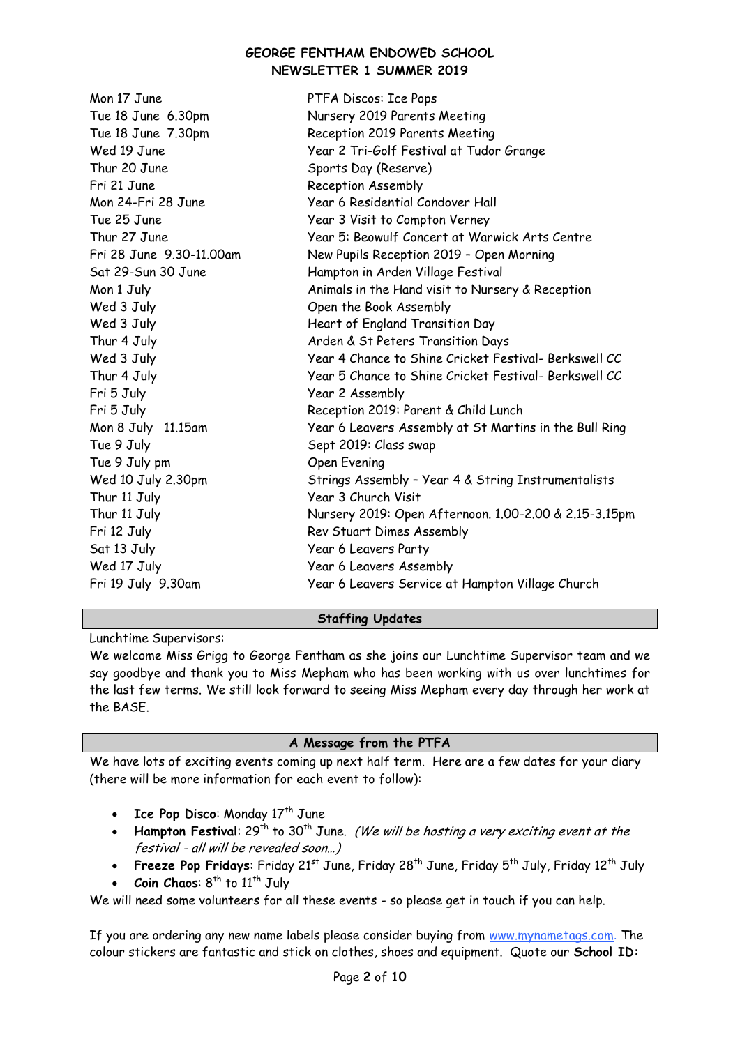**GEORGE FENTHAM ENDOWED SCHOOL**
**NEWSLETTER 1 SUMMER 2019**

| | |
|---|---|
| Mon 17 June | PTFA Discos: Ice Pops |
| Tue 18 June 6.30pm | Nursery 2019 Parents Meeting |
| Tue 18 June 7.30pm | Reception 2019 Parents Meeting |
| Wed 19 June | Year 2 Tri-Golf Festival at Tudor Grange |
| Thur 20 June | Sports Day (Reserve) |
| Fri 21 June | Reception Assembly |
| Mon 24-Fri 28 June | Year 6 Residential Condover Hall |
| Tue 25 June | Year 3 Visit to Compton Verney |
| Thur 27 June | Year 5: Beowulf Concert at Warwick Arts Centre |
| Fri 28 June 9.30-11.00am | New Pupils Reception 2019 – Open Morning |
| Sat 29-Sun 30 June | Hampton in Arden Village Festival |
| Mon 1 July | Animals in the Hand visit to Nursery & Reception |
| Wed 3 July | Open the Book Assembly |
| Wed 3 July | Heart of England Transition Day |
| Thur 4 July | Arden & St Peters Transition Days |
| Wed 3 July | Year 4 Chance to Shine Cricket Festival- Berkswell CC |
| Thur 4 July | Year 5 Chance to Shine Cricket Festival- Berkswell CC |
| Fri 5 July | Year 2 Assembly |
| Fri 5 July | Reception 2019: Parent & Child Lunch |
| Mon 8 July 11.15am | Year 6 Leavers Assembly at St Martins in the Bull Ring |
| Tue 9 July | Sept 2019: Class swap |
| Tue 9 July pm | Open Evening |
| Wed 10 July 2.30pm | Strings Assembly – Year 4 & String Instrumentalists |
| Thur 11 July | Year 3 Church Visit |
| Thur 11 July | Nursery 2019: Open Afternoon. 1.00-2.00 & 2.15-3.15pm |
| Fri 12 July | Rev Stuart Dimes Assembly |
| Sat 13 July | Year 6 Leavers Party |
| Wed 17 July | Year 6 Leavers Assembly |
| Fri 19 July 9.30am | Year 6 Leavers Service at Hampton Village Church |

## Staffing Updates

Lunchtime Supervisors:
We welcome Miss Grigg to George Fentham as she joins our Lunchtime Supervisor team and we say goodbye and thank you to Miss Mepham who has been working with us over lunchtimes for the last few terms. We still look forward to seeing Miss Mepham every day through her work at the BASE.

## A Message from the PTFA

We have lots of exciting events coming up next half term. Here are a few dates for your diary (there will be more information for each event to follow):

- **Ice Pop Disco**: Monday 17th June
- **Hampton Festival**: 29th to 30th June. *(We will be hosting a very exciting event at the festival - all will be revealed soon…)*
- **Freeze Pop Fridays**: Friday 21st June, Friday 28th June, Friday 5th July, Friday 12th July
- **Coin Chaos**: 8th to 11th July

We will need some volunteers for all these events - so please get in touch if you can help.

If you are ordering any new name labels please consider buying from www.mynametags.com. The colour stickers are fantastic and stick on clothes, shoes and equipment. Quote our **School ID:**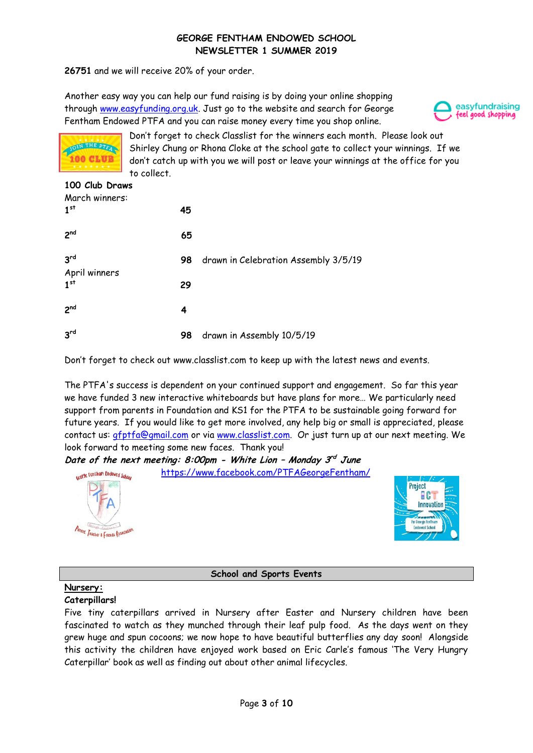26751 and we will receive 20% of your order.

Another easy way you can help our fund raising is by doing your online shopping through www.easyfunding.org.uk. Just go to the website and search for George Fentham Endowed PTFA and you can raise money every time you shop online.

Don't forget to check Classlist for the winners each month. Please look out Shirley Chung or Rhona Cloke at the school gate to collect your winnings. If we don't catch up with you we will post or leave your winnings at the office for you to collect.

**100 Club Draws**

March winners:

| | | |
|---|---|---|
| 1st | **45** | |
| 2nd | **65** | |
| 3rd | **98** | drawn in Celebration Assembly 3/5/19 |

April winners

| | | |
|---|---|---|
| 1st | **29** | |
| 2nd | **4** | |
| 3rd | **98** | drawn in Assembly 10/5/19 |

Don't forget to check out www.classlist.com to keep up with the latest news and events.

The PTFA's success is dependent on your continued support and engagement. So far this year we have funded 3 new interactive whiteboards but have plans for more… We particularly need support from parents in Foundation and KS1 for the PTFA to be sustainable going forward for future years. If you would like to get more involved, any help big or small is appreciated, please contact us: gfptfa@gmail.com or via www.classlist.com. Or just turn up at our next meeting. We look forward to meeting some new faces. Thank you!

***Date of the next meeting: 8:00pm - White Lion – Monday 3rd June***

https://www.facebook.com/PTFAGeorgeFentham/

## School and Sports Events

**Nursery:**

**Caterpillars!**

Five tiny caterpillars arrived in Nursery after Easter and Nursery children have been fascinated to watch as they munched through their leaf pulp food. As the days went on they grew huge and spun cocoons; we now hope to have beautiful butterflies any day soon! Alongside this activity the children have enjoyed work based on Eric Carle's famous 'The Very Hungry Caterpillar' book as well as finding out about other animal lifecycles.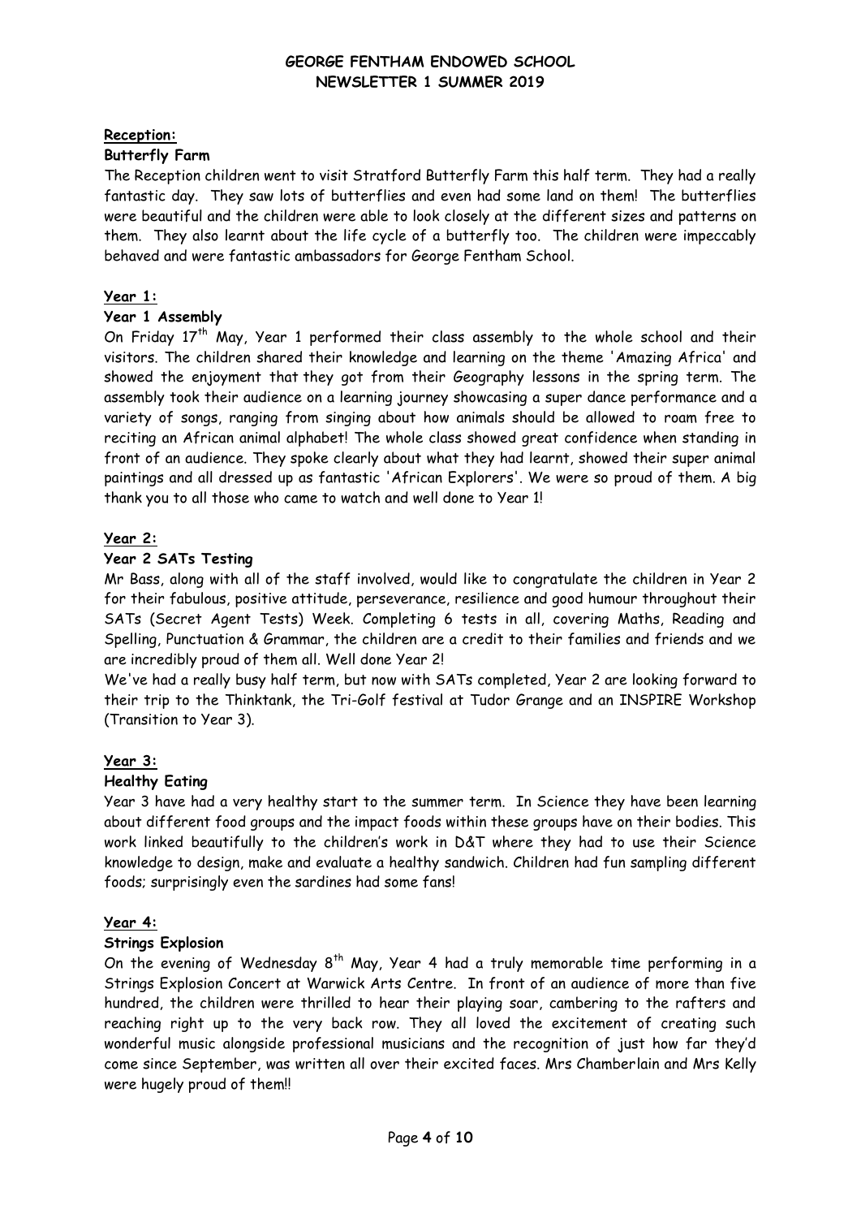## Reception:

### Butterfly Farm

The Reception children went to visit Stratford Butterfly Farm this half term. They had a really fantastic day. They saw lots of butterflies and even had some land on them! The butterflies were beautiful and the children were able to look closely at the different sizes and patterns on them. They also learnt about the life cycle of a butterfly too. The children were impeccably behaved and were fantastic ambassadors for George Fentham School.

## Year 1:

### Year 1 Assembly

On Friday 17th May, Year 1 performed their class assembly to the whole school and their visitors. The children shared their knowledge and learning on the theme 'Amazing Africa' and showed the enjoyment that they got from their Geography lessons in the spring term. The assembly took their audience on a learning journey showcasing a super dance performance and a variety of songs, ranging from singing about how animals should be allowed to roam free to reciting an African animal alphabet! The whole class showed great confidence when standing in front of an audience. They spoke clearly about what they had learnt, showed their super animal paintings and all dressed up as fantastic 'African Explorers'. We were so proud of them. A big thank you to all those who came to watch and well done to Year 1!

## Year 2:

### Year 2 SATs Testing

Mr Bass, along with all of the staff involved, would like to congratulate the children in Year 2 for their fabulous, positive attitude, perseverance, resilience and good humour throughout their SATs (Secret Agent Tests) Week. Completing 6 tests in all, covering Maths, Reading and Spelling, Punctuation & Grammar, the children are a credit to their families and friends and we are incredibly proud of them all. Well done Year 2!

We've had a really busy half term, but now with SATs completed, Year 2 are looking forward to their trip to the Thinktank, the Tri-Golf festival at Tudor Grange and an INSPIRE Workshop (Transition to Year 3).

## Year 3:

### Healthy Eating

Year 3 have had a very healthy start to the summer term. In Science they have been learning about different food groups and the impact foods within these groups have on their bodies. This work linked beautifully to the children's work in D&T where they had to use their Science knowledge to design, make and evaluate a healthy sandwich. Children had fun sampling different foods; surprisingly even the sardines had some fans!

## Year 4:

### Strings Explosion

On the evening of Wednesday 8th May, Year 4 had a truly memorable time performing in a Strings Explosion Concert at Warwick Arts Centre. In front of an audience of more than five hundred, the children were thrilled to hear their playing soar, cambering to the rafters and reaching right up to the very back row. They all loved the excitement of creating such wonderful music alongside professional musicians and the recognition of just how far they'd come since September, was written all over their excited faces. Mrs Chamberlain and Mrs Kelly were hugely proud of them!!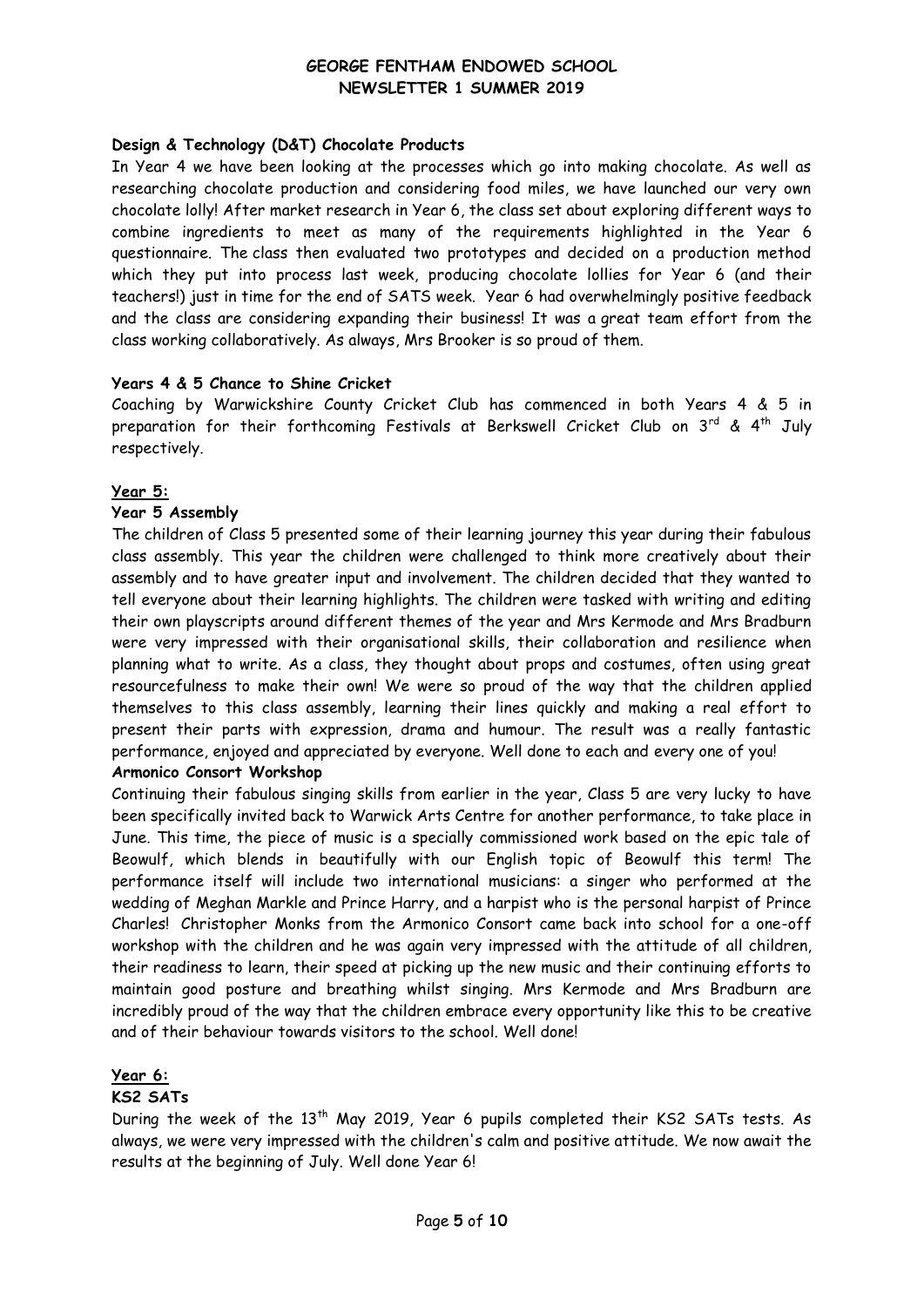**Design & Technology (D&T) Chocolate Products**

In Year 4 we have been looking at the processes which go into making chocolate. As well as researching chocolate production and considering food miles, we have launched our very own chocolate lolly! After market research in Year 6, the class set about exploring different ways to combine ingredients to meet as many of the requirements highlighted in the Year 6 questionnaire. The class then evaluated two prototypes and decided on a production method which they put into process last week, producing chocolate lollies for Year 6 (and their teachers!) just in time for the end of SATS week. Year 6 had overwhelmingly positive feedback and the class are considering expanding their business! It was a great team effort from the class working collaboratively. As always, Mrs Brooker is so proud of them.

**Years 4 & 5 Chance to Shine Cricket**

Coaching by Warwickshire County Cricket Club has commenced in both Years 4 & 5 in preparation for their forthcoming Festivals at Berkswell Cricket Club on 3rd & 4th July respectively.

## Year 5:

**Year 5 Assembly**

The children of Class 5 presented some of their learning journey this year during their fabulous class assembly. This year the children were challenged to think more creatively about their assembly and to have greater input and involvement. The children decided that they wanted to tell everyone about their learning highlights. The children were tasked with writing and editing their own playscripts around different themes of the year and Mrs Kermode and Mrs Bradburn were very impressed with their organisational skills, their collaboration and resilience when planning what to write. As a class, they thought about props and costumes, often using great resourcefulness to make their own! We were so proud of the way that the children applied themselves to this class assembly, learning their lines quickly and making a real effort to present their parts with expression, drama and humour. The result was a really fantastic performance, enjoyed and appreciated by everyone. Well done to each and every one of you!

**Armonico Consort Workshop**

Continuing their fabulous singing skills from earlier in the year, Class 5 are very lucky to have been specifically invited back to Warwick Arts Centre for another performance, to take place in June. This time, the piece of music is a specially commissioned work based on the epic tale of Beowulf, which blends in beautifully with our English topic of Beowulf this term! The performance itself will include two international musicians: a singer who performed at the wedding of Meghan Markle and Prince Harry, and a harpist who is the personal harpist of Prince Charles! Christopher Monks from the Armonico Consort came back into school for a one-off workshop with the children and he was again very impressed with the attitude of all children, their readiness to learn, their speed at picking up the new music and their continuing efforts to maintain good posture and breathing whilst singing. Mrs Kermode and Mrs Bradburn are incredibly proud of the way that the children embrace every opportunity like this to be creative and of their behaviour towards visitors to the school. Well done!

## Year 6:

**KS2 SATs**

During the week of the 13th May 2019, Year 6 pupils completed their KS2 SATs tests. As always, we were very impressed with the children's calm and positive attitude. We now await the results at the beginning of July. Well done Year 6!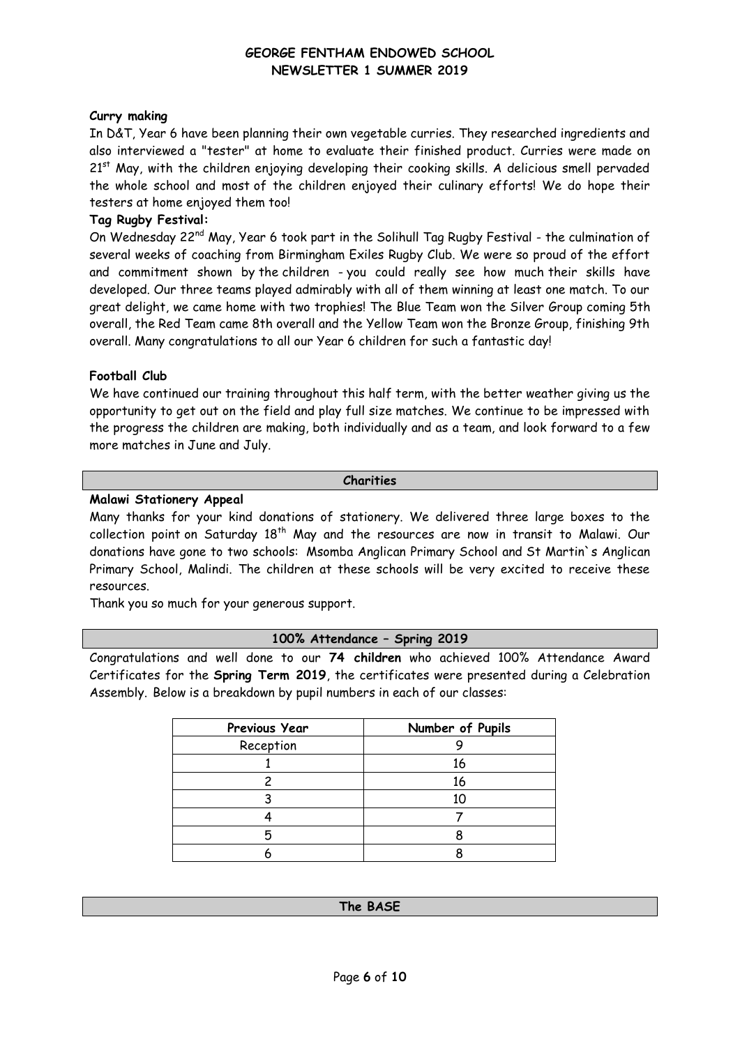### Curry making

In D&T, Year 6 have been planning their own vegetable curries. They researched ingredients and also interviewed a "tester" at home to evaluate their finished product. Curries were made on 21st May, with the children enjoying developing their cooking skills. A delicious smell pervaded the whole school and most of the children enjoyed their culinary efforts! We do hope their testers at home enjoyed them too!

### Tag Rugby Festival:

On Wednesday 22nd May, Year 6 took part in the Solihull Tag Rugby Festival - the culmination of several weeks of coaching from Birmingham Exiles Rugby Club. We were so proud of the effort and commitment shown by the children - you could really see how much their skills have developed. Our three teams played admirably with all of them winning at least one match. To our great delight, we came home with two trophies! The Blue Team won the Silver Group coming 5th overall, the Red Team came 8th overall and the Yellow Team won the Bronze Group, finishing 9th overall. Many congratulations to all our Year 6 children for such a fantastic day!

### Football Club

We have continued our training throughout this half term, with the better weather giving us the opportunity to get out on the field and play full size matches. We continue to be impressed with the progress the children are making, both individually and as a team, and look forward to a few more matches in June and July.

## Charities

### Malawi Stationery Appeal

Many thanks for your kind donations of stationery. We delivered three large boxes to the collection point on Saturday 18th May and the resources are now in transit to Malawi. Our donations have gone to two schools: Msomba Anglican Primary School and St Martin`s Anglican Primary School, Malindi. The children at these schools will be very excited to receive these resources.

Thank you so much for your generous support.

## 100% Attendance – Spring 2019

Congratulations and well done to our **74 children** who achieved 100% Attendance Award Certificates for the **Spring Term 2019**, the certificates were presented during a Celebration Assembly. Below is a breakdown by pupil numbers in each of our classes:

| Previous Year | Number of Pupils |
|---|---|
| Reception | 9 |
| 1 | 16 |
| 2 | 16 |
| 3 | 10 |
| 4 | 7 |
| 5 | 8 |
| 6 | 8 |

## The BASE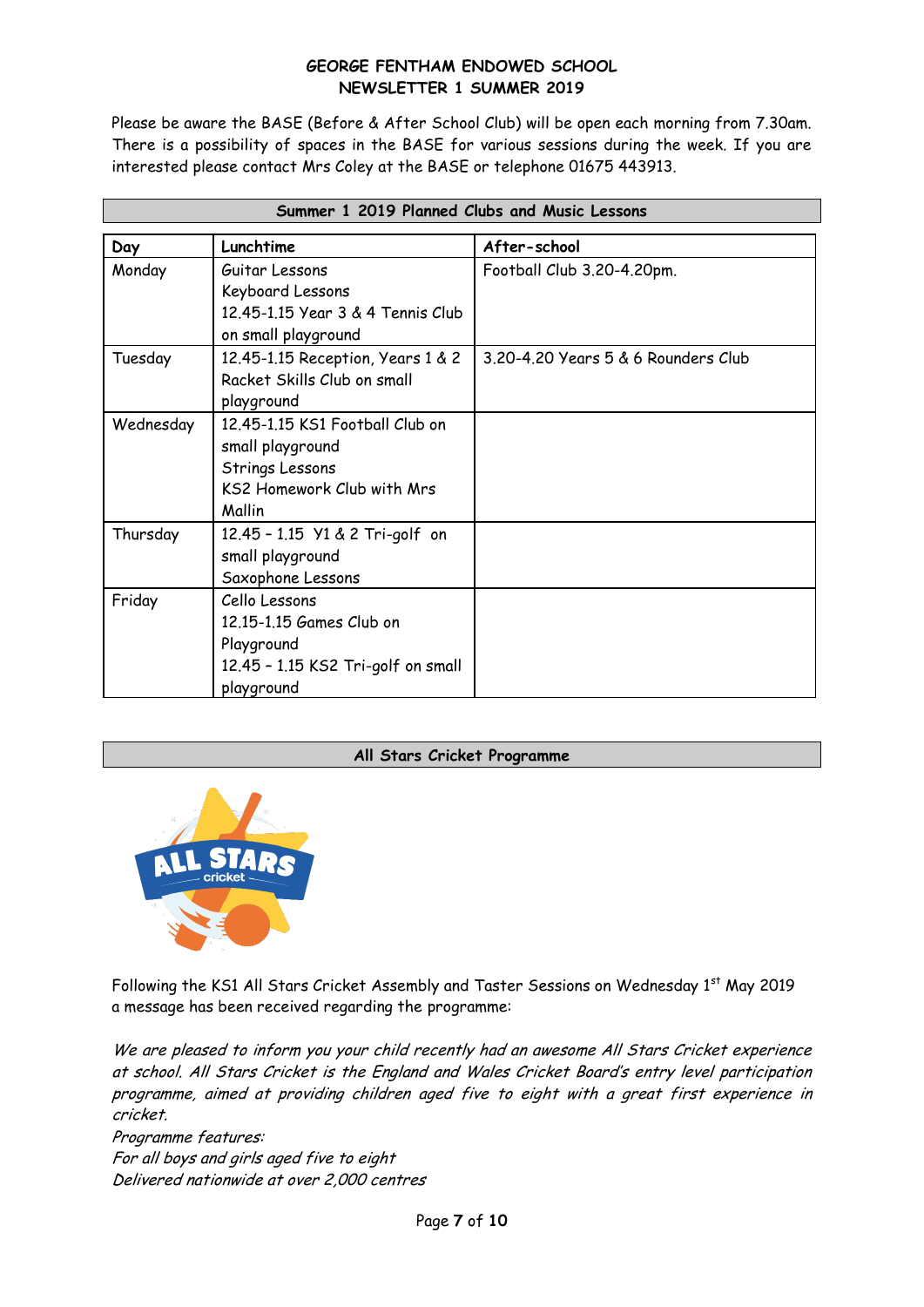**GEORGE FENTHAM ENDOWED SCHOOL**
**NEWSLETTER 1 SUMMER 2019**

Please be aware the BASE (Before & After School Club) will be open each morning from 7.30am. There is a possibility of spaces in the BASE for various sessions during the week. If you are interested please contact Mrs Coley at the BASE or telephone 01675 443913.

## Summer 1 2019 Planned Clubs and Music Lessons

| Day | Lunchtime | After-school |
|---|---|---|
| Monday | Guitar Lessons<br>Keyboard Lessons<br>12.45-1.15 Year 3 & 4 Tennis Club on small playground | Football Club 3.20-4.20pm. |
| Tuesday | 12.45-1.15 Reception, Years 1 & 2 Racket Skills Club on small playground | 3.20-4.20 Years 5 & 6 Rounders Club |
| Wednesday | 12.45-1.15 KS1 Football Club on small playground<br>Strings Lessons<br>KS2 Homework Club with Mrs Mallin | |
| Thursday | 12.45 – 1.15 Y1 & 2 Tri-golf on small playground<br>Saxophone Lessons | |
| Friday | Cello Lessons<br>12.15-1.15 Games Club on Playground<br>12.45 – 1.15 KS2 Tri-golf on small playground | |

## All Stars Cricket Programme

Following the KS1 All Stars Cricket Assembly and Taster Sessions on Wednesday 1st May 2019 a message has been received regarding the programme:

*We are pleased to inform you your child recently had an awesome All Stars Cricket experience at school. All Stars Cricket is the England and Wales Cricket Board's entry level participation programme, aimed at providing children aged five to eight with a great first experience in cricket.*

*Programme features:*

*For all boys and girls aged five to eight*

*Delivered nationwide at over 2,000 centres*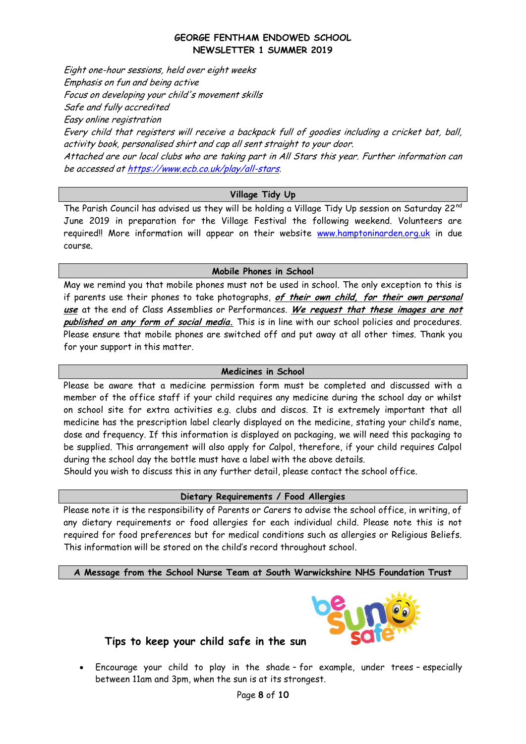*Eight one-hour sessions, held over eight weeks*
*Emphasis on fun and being active*
*Focus on developing your child's movement skills*
*Safe and fully accredited*
*Easy online registration*
*Every child that registers will receive a backpack full of goodies including a cricket bat, ball, activity book, personalised shirt and cap all sent straight to your door.*
*Attached are our local clubs who are taking part in All Stars this year. Further information can be accessed at https://www.ecb.co.uk/play/all-stars.*

## Village Tidy Up

The Parish Council has advised us they will be holding a Village Tidy Up session on Saturday 22nd June 2019 in preparation for the Village Festival the following weekend. Volunteers are required!! More information will appear on their website www.hamptoninarden.org.uk in due course.

## Mobile Phones in School

May we remind you that mobile phones must not be used in school. The only exception to this is if parents use their phones to take photographs, ***of their own child, for their own personal use*** at the end of Class Assemblies or Performances. ***We request that these images are not published on any form of social media.*** This is in line with our school policies and procedures. Please ensure that mobile phones are switched off and put away at all other times. Thank you for your support in this matter.

## Medicines in School

Please be aware that a medicine permission form must be completed and discussed with a member of the office staff if your child requires any medicine during the school day or whilst on school site for extra activities e.g. clubs and discos. It is extremely important that all medicine has the prescription label clearly displayed on the medicine, stating your child's name, dose and frequency. If this information is displayed on packaging, we will need this packaging to be supplied. This arrangement will also apply for Calpol, therefore, if your child requires Calpol during the school day the bottle must have a label with the above details.
Should you wish to discuss this in any further detail, please contact the school office.

## Dietary Requirements / Food Allergies

Please note it is the responsibility of Parents or Carers to advise the school office, in writing, of any dietary requirements or food allergies for each individual child. Please note this is not required for food preferences but for medical conditions such as allergies or Religious Beliefs. This information will be stored on the child's record throughout school.

## A Message from the School Nurse Team at South Warwickshire NHS Foundation Trust

be sun safe

### Tips to keep your child safe in the sun

- Encourage your child to play in the shade – for example, under trees – especially between 11am and 3pm, when the sun is at its strongest.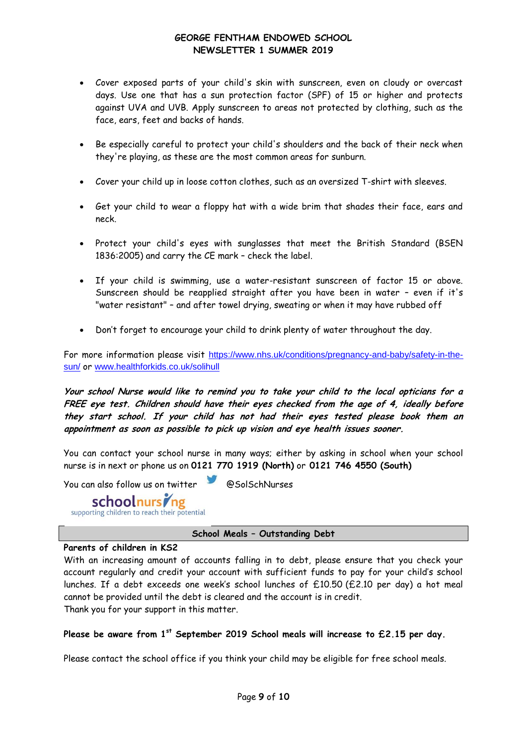- Cover exposed parts of your child's skin with sunscreen, even on cloudy or overcast days. Use one that has a sun protection factor (SPF) of 15 or higher and protects against UVA and UVB. Apply sunscreen to areas not protected by clothing, such as the face, ears, feet and backs of hands.

- Be especially careful to protect your child's shoulders and the back of their neck when they're playing, as these are the most common areas for sunburn.

- Cover your child up in loose cotton clothes, such as an oversized T-shirt with sleeves.

- Get your child to wear a floppy hat with a wide brim that shades their face, ears and neck.

- Protect your child's eyes with sunglasses that meet the British Standard (BSEN 1836:2005) and carry the CE mark – check the label.

- If your child is swimming, use a water-resistant sunscreen of factor 15 or above. Sunscreen should be reapplied straight after you have been in water – even if it's "water resistant" – and after towel drying, sweating or when it may have rubbed off

- Don't forget to encourage your child to drink plenty of water throughout the day.

For more information please visit https://www.nhs.uk/conditions/pregnancy-and-baby/safety-in-the-sun/ or www.healthforkids.co.uk/solihull

***Your school Nurse would like to remind you to take your child to the local opticians for a FREE eye test. Children should have their eyes checked from the age of 4, ideally before they start school. If your child has not had their eyes tested please book them an appointment as soon as possible to pick up vision and eye health issues sooner.***

You can contact your school nurse in many ways; either by asking in school when your school nurse is in next or phone us on **0121 770 1919 (North)** or **0121 746 4550 (South)**

You can also follow us on twitter @SolSchNurses

schoolnursing
supporting children to reach their potential

## School Meals – Outstanding Debt

**Parents of children in KS2**

With an increasing amount of accounts falling in to debt, please ensure that you check your account regularly and credit your account with sufficient funds to pay for your child's school lunches. If a debt exceeds one week's school lunches of £10.50 (£2.10 per day) a hot meal cannot be provided until the debt is cleared and the account is in credit.
Thank you for your support in this matter.

**Please be aware from 1st September 2019 School meals will increase to £2.15 per day.**

Please contact the school office if you think your child may be eligible for free school meals.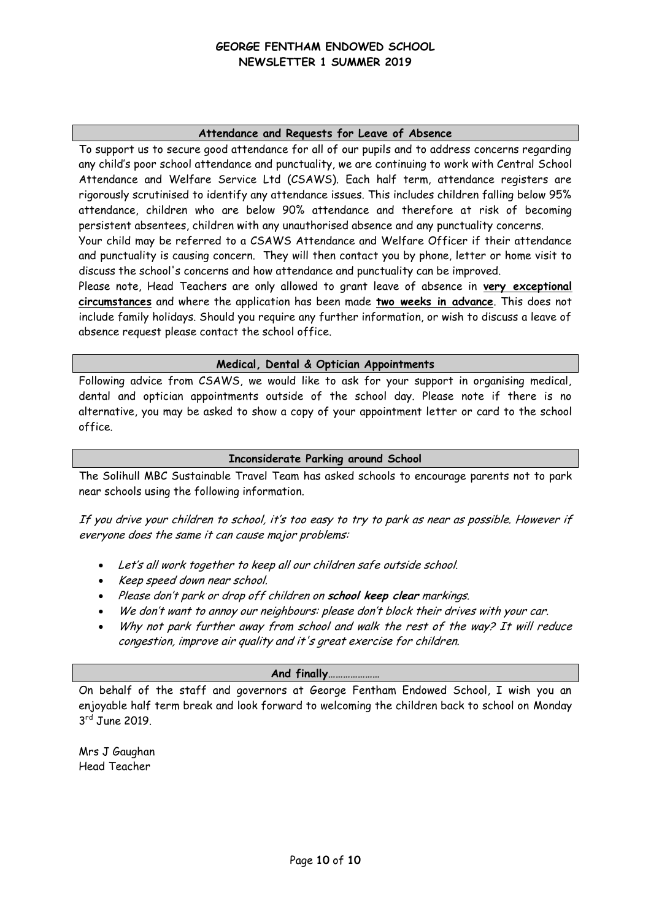### Attendance and Requests for Leave of Absence

To support us to secure good attendance for all of our pupils and to address concerns regarding any child's poor school attendance and punctuality, we are continuing to work with Central School Attendance and Welfare Service Ltd (CSAWS). Each half term, attendance registers are rigorously scrutinised to identify any attendance issues. This includes children falling below 95% attendance, children who are below 90% attendance and therefore at risk of becoming persistent absentees, children with any unauthorised absence and any punctuality concerns.

Your child may be referred to a CSAWS Attendance and Welfare Officer if their attendance and punctuality is causing concern. They will then contact you by phone, letter or home visit to discuss the school's concerns and how attendance and punctuality can be improved.

Please note, Head Teachers are only allowed to grant leave of absence in **very exceptional circumstances** and where the application has been made **two weeks in advance**. This does not include family holidays. Should you require any further information, or wish to discuss a leave of absence request please contact the school office.

### Medical, Dental & Optician Appointments

Following advice from CSAWS, we would like to ask for your support in organising medical, dental and optician appointments outside of the school day. Please note if there is no alternative, you may be asked to show a copy of your appointment letter or card to the school office.

### Inconsiderate Parking around School

The Solihull MBC Sustainable Travel Team has asked schools to encourage parents not to park near schools using the following information.

*If you drive your children to school, it's too easy to try to park as near as possible. However if everyone does the same it can cause major problems:*

- *Let's all work together to keep all our children safe outside school.*
- *Keep speed down near school.*
- *Please don't park or drop off children on **school keep clear** markings.*
- *We don't want to annoy our neighbours: please don't block their drives with your car.*
- *Why not park further away from school and walk the rest of the way? It will reduce congestion, improve air quality and it's great exercise for children.*

### And finally…………………

On behalf of the staff and governors at George Fentham Endowed School, I wish you an enjoyable half term break and look forward to welcoming the children back to school on Monday 3rd June 2019.

Mrs J Gaughan
Head Teacher